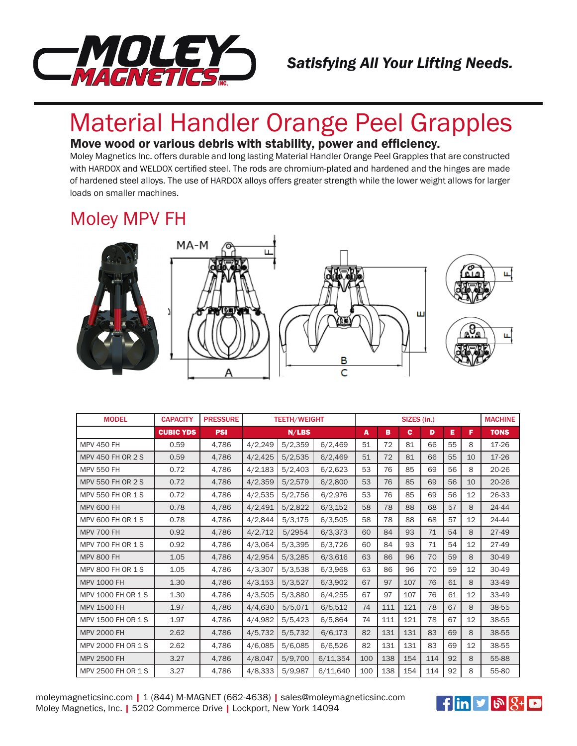*Satisfying All Your Lifting Needs.*

# Material Handler Orange Peel Grapples

**Move wood or various debris with stability, power and efficiency.**

Moley Magnetics Inc. offers durable and long lasting Material Handler Orange Peel Grapples that are constructed with HARDOX and WELDOX certified steel. The rods are chromium-plated and hardened and the hinges are made of hardened steel alloys. The use of HARDOX alloys offers greater strength while the lower weight allows for larger loads on smaller machines.

## Moley MPV FH

| MODEL | CAPACITY | PRESSURE | TEETH/WEIGHT | | | SIZES (in.) | | | | | | MACHINE |
|---|---|---|---|---|---|---|---|---|---|---|---|---|
| | CUBIC YDS | PSI | N/LBS | | | A | B | C | D | E | F | TONS |
| MPV 450 FH | 0.59 | 4,786 | 4/2,249 | 5/2,359 | 6/2,469 | 51 | 72 | 81 | 66 | 55 | 8 | 17-26 |
| MPV 450 FH OR 2 S | 0.59 | 4,786 | 4/2,425 | 5/2,535 | 6/2,469 | 51 | 72 | 81 | 66 | 55 | 10 | 17-26 |
| MPV 550 FH | 0.72 | 4,786 | 4/2,183 | 5/2,403 | 6/2,623 | 53 | 76 | 85 | 69 | 56 | 8 | 20-26 |
| MPV 550 FH OR 2 S | 0.72 | 4,786 | 4/2,359 | 5/2,579 | 6/2,800 | 53 | 76 | 85 | 69 | 56 | 10 | 20-26 |
| MPV 550 FH OR 1 S | 0.72 | 4,786 | 4/2,535 | 5/2,756 | 6/2,976 | 53 | 76 | 85 | 69 | 56 | 12 | 26-33 |
| MPV 600 FH | 0.78 | 4,786 | 4/2,491 | 5/2,822 | 6/3,152 | 58 | 78 | 88 | 68 | 57 | 8 | 24-44 |
| MPV 600 FH OR 1 S | 0.78 | 4,786 | 4/2,844 | 5/3,175 | 6/3,505 | 58 | 78 | 88 | 68 | 57 | 12 | 24-44 |
| MPV 700 FH | 0.92 | 4,786 | 4/2,712 | 5/2954 | 6/3,373 | 60 | 84 | 93 | 71 | 54 | 8 | 27-49 |
| MPV 700 FH OR 1 S | 0.92 | 4,786 | 4/3,064 | 5/3,395 | 6/3,726 | 60 | 84 | 93 | 71 | 54 | 12 | 27-49 |
| MPV 800 FH | 1.05 | 4,786 | 4/2,954 | 5/3,285 | 6/3,616 | 63 | 86 | 96 | 70 | 59 | 8 | 30-49 |
| MPV 800 FH OR 1 S | 1.05 | 4,786 | 4/3,307 | 5/3,538 | 6/3,968 | 63 | 86 | 96 | 70 | 59 | 12 | 30-49 |
| MPV 1000 FH | 1.30 | 4,786 | 4/3,153 | 5/3,527 | 6/3,902 | 67 | 97 | 107 | 76 | 61 | 8 | 33-49 |
| MPV 1000 FH OR 1 S | 1.30 | 4,786 | 4/3,505 | 5/3,880 | 6/4,255 | 67 | 97 | 107 | 76 | 61 | 12 | 33-49 |
| MPV 1500 FH | 1.97 | 4,786 | 4/4,630 | 5/5,071 | 6/5,512 | 74 | 111 | 121 | 78 | 67 | 8 | 38-55 |
| MPV 1500 FH OR 1 S | 1.97 | 4,786 | 4/4,982 | 5/5,423 | 6/5,864 | 74 | 111 | 121 | 78 | 67 | 12 | 38-55 |
| MPV 2000 FH | 2.62 | 4,786 | 4/5,732 | 5/5,732 | 6/6,173 | 82 | 131 | 131 | 83 | 69 | 8 | 38-55 |
| MPV 2000 FH OR 1 S | 2.62 | 4,786 | 4/6,085 | 5/6,085 | 6/6,526 | 82 | 131 | 131 | 83 | 69 | 12 | 38-55 |
| MPV 2500 FH | 3.27 | 4,786 | 4/8,047 | 5/9,700 | 6/11,354 | 100 | 138 | 154 | 114 | 92 | 8 | 55-88 |
| MPV 2500 FH OR 1 S | 3.27 | 4,786 | 4/8,333 | 5/9,987 | 6/11,640 | 100 | 138 | 154 | 114 | 92 | 8 | 55-80 |

moleymagneticsinc.com | 1 (844) M-MAGNET (662-4638) | sales@moleymagneticsinc.com
Moley Magnetics, Inc. | 5202 Commerce Drive | Lockport, New York 14094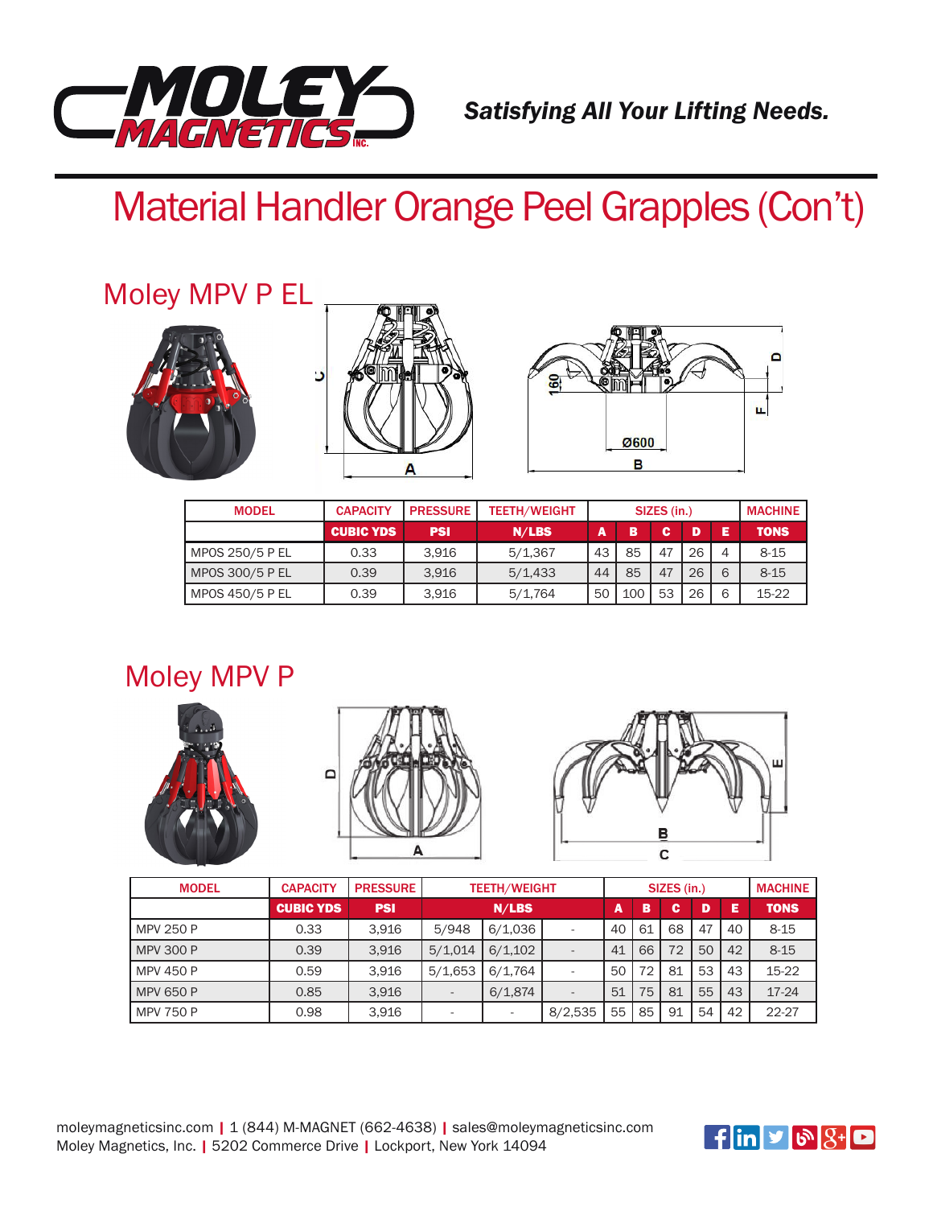Satisfying All Your Lifting Needs.

# Material Handler Orange Peel Grapples (Con't)

## Moley MPV P EL

| MODEL | CAPACITY | PRESSURE | TEETH/WEIGHT | SIZES (in.) | | | | | MACHINE |
|---|---|---|---|---|---|---|---|---|---|
| | CUBIC YDS | PSI | N/LBS | A | B | C | D | E | TONS |
| MPOS 250/5 P EL | 0.33 | 3,916 | 5/1,367 | 43 | 85 | 47 | 26 | 4 | 8-15 |
| MPOS 300/5 P EL | 0.39 | 3,916 | 5/1,433 | 44 | 85 | 47 | 26 | 6 | 8-15 |
| MPOS 450/5 P EL | 0.39 | 3,916 | 5/1,764 | 50 | 100 | 53 | 26 | 6 | 15-22 |

## Moley MPV P

| MODEL | CAPACITY | PRESSURE | TEETH/WEIGHT | | | SIZES (in.) | | | | | MACHINE |
|---|---|---|---|---|---|---|---|---|---|---|---|
| | CUBIC YDS | PSI | N/LBS | | | A | B | C | D | E | TONS |
| MPV 250 P | 0.33 | 3,916 | 5/948 | 6/1,036 | - | 40 | 61 | 68 | 47 | 40 | 8-15 |
| MPV 300 P | 0.39 | 3,916 | 5/1,014 | 6/1,102 | - | 41 | 66 | 72 | 50 | 42 | 8-15 |
| MPV 450 P | 0.59 | 3,916 | 5/1,653 | 6/1,764 | - | 50 | 72 | 81 | 53 | 43 | 15-22 |
| MPV 650 P | 0.85 | 3,916 | - | 6/1,874 | - | 51 | 75 | 81 | 55 | 43 | 17-24 |
| MPV 750 P | 0.98 | 3,916 | - | - | 8/2,535 | 55 | 85 | 91 | 54 | 42 | 22-27 |

moleymagneticsinc.com | 1 (844) M-MAGNET (662-4638) | sales@moleymagneticsinc.com
Moley Magnetics, Inc. | 5202 Commerce Drive | Lockport, New York 14094